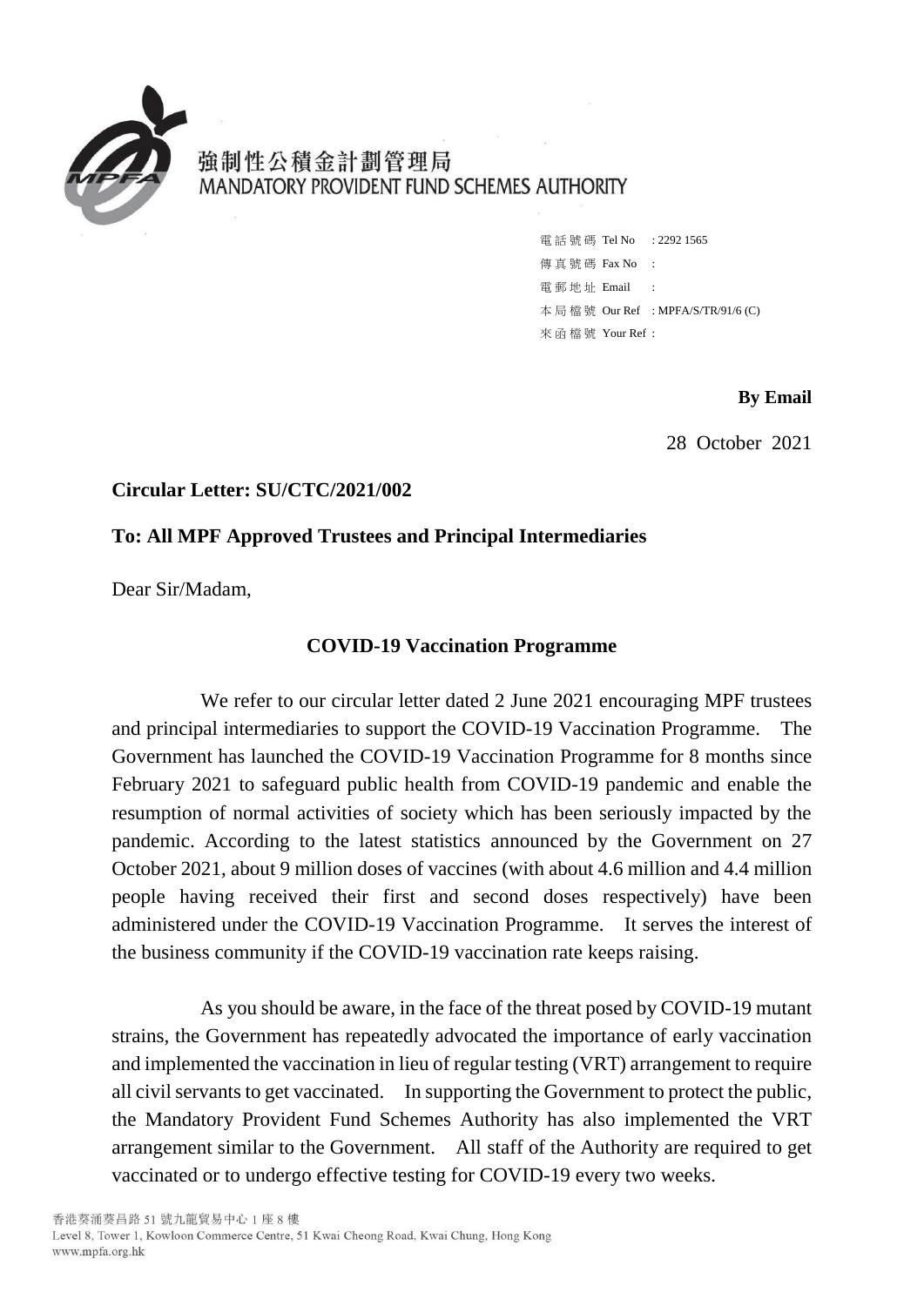強制性公積金計劃管理局
MANDATORY PROVIDENT FUND SCHEMES AUTHORITY

電話號碼 Tel No : 2292 1565
傳真號碼 Fax No :
電郵地址 Email :
本局檔號 Our Ref : MPFA/S/TR/91/6 (C)
來函檔號 Your Ref :

**By Email**

28 October 2021

**Circular Letter: SU/CTC/2021/002**

**To: All MPF Approved Trustees and Principal Intermediaries**

Dear Sir/Madam,

**COVID-19 Vaccination Programme**

We refer to our circular letter dated 2 June 2021 encouraging MPF trustees and principal intermediaries to support the COVID-19 Vaccination Programme. The Government has launched the COVID-19 Vaccination Programme for 8 months since February 2021 to safeguard public health from COVID-19 pandemic and enable the resumption of normal activities of society which has been seriously impacted by the pandemic. According to the latest statistics announced by the Government on 27 October 2021, about 9 million doses of vaccines (with about 4.6 million and 4.4 million people having received their first and second doses respectively) have been administered under the COVID-19 Vaccination Programme. It serves the interest of the business community if the COVID-19 vaccination rate keeps raising.

As you should be aware, in the face of the threat posed by COVID-19 mutant strains, the Government has repeatedly advocated the importance of early vaccination and implemented the vaccination in lieu of regular testing (VRT) arrangement to require all civil servants to get vaccinated. In supporting the Government to protect the public, the Mandatory Provident Fund Schemes Authority has also implemented the VRT arrangement similar to the Government. All staff of the Authority are required to get vaccinated or to undergo effective testing for COVID-19 every two weeks.

香港葵涌葵昌路51號九龍貿易中心1座8樓
Level 8, Tower 1, Kowloon Commerce Centre, 51 Kwai Cheong Road, Kwai Chung, Hong Kong
www.mpfa.org.hk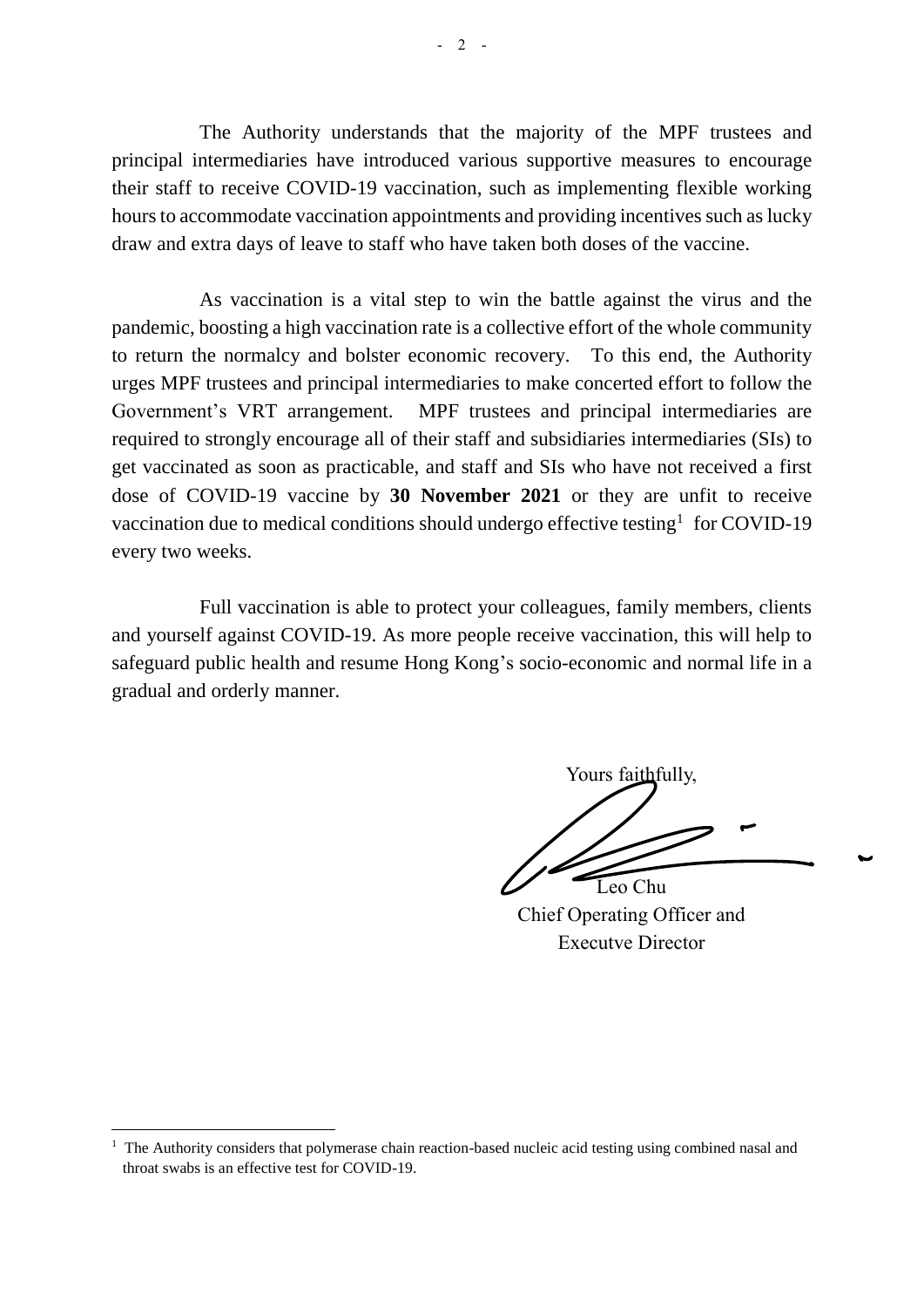The Authority understands that the majority of the MPF trustees and principal intermediaries have introduced various supportive measures to encourage their staff to receive COVID-19 vaccination, such as implementing flexible working hours to accommodate vaccination appointments and providing incentives such as lucky draw and extra days of leave to staff who have taken both doses of the vaccine.

As vaccination is a vital step to win the battle against the virus and the pandemic, boosting a high vaccination rate is a collective effort of the whole community to return the normalcy and bolster economic recovery. To this end, the Authority urges MPF trustees and principal intermediaries to make concerted effort to follow the Government's VRT arrangement. MPF trustees and principal intermediaries are required to strongly encourage all of their staff and subsidiaries intermediaries (SIs) to get vaccinated as soon as practicable, and staff and SIs who have not received a first dose of COVID-19 vaccine by **30 November 2021** or they are unfit to receive vaccination due to medical conditions should undergo effective testing[1] for COVID-19 every two weeks.

Full vaccination is able to protect your colleagues, family members, clients and yourself against COVID-19. As more people receive vaccination, this will help to safeguard public health and resume Hong Kong's socio-economic and normal life in a gradual and orderly manner.

Yours faithfully,

Leo Chu
Chief Operating Officer and
Executve Director

---

[1] The Authority considers that polymerase chain reaction-based nucleic acid testing using combined nasal and throat swabs is an effective test for COVID-19.